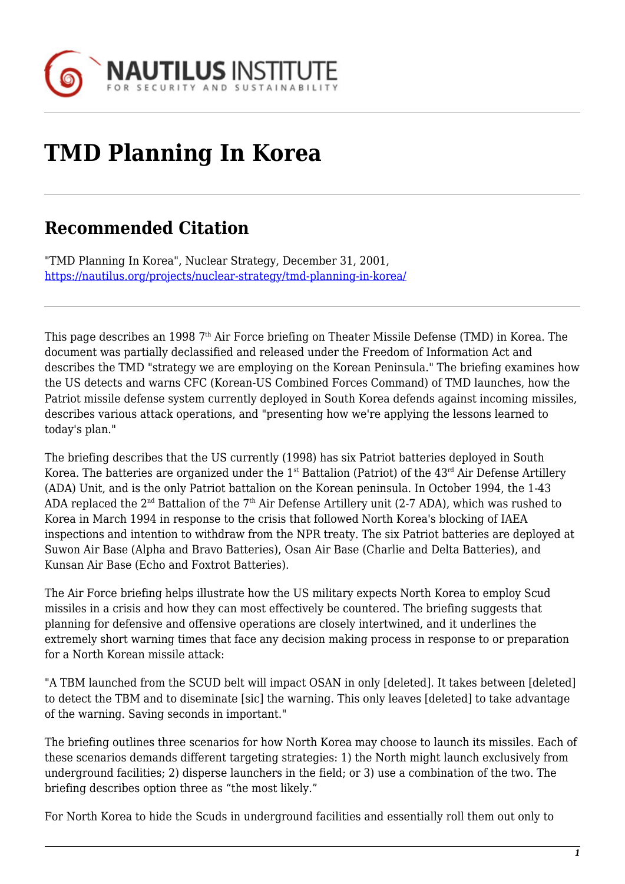# TMD Planning In Korea

## Recommended Citation

"TMD Planning In Korea", Nuclear Strategy, December 31, 2001, https://nautilus.org/projects/nuclear-strategy/tmd-planning-in-korea/

---

This page describes an 1998 7th Air Force briefing on Theater Missile Defense (TMD) in Korea. The document was partially declassified and released under the Freedom of Information Act and describes the TMD "strategy we are employing on the Korean Peninsula." The briefing examines how the US detects and warns CFC (Korean-US Combined Forces Command) of TMD launches, how the Patriot missile defense system currently deployed in South Korea defends against incoming missiles, describes various attack operations, and "presenting how we're applying the lessons learned to today's plan."

The briefing describes that the US currently (1998) has six Patriot batteries deployed in South Korea. The batteries are organized under the 1st Battalion (Patriot) of the 43rd Air Defense Artillery (ADA) Unit, and is the only Patriot battalion on the Korean peninsula. In October 1994, the 1-43 ADA replaced the 2nd Battalion of the 7th Air Defense Artillery unit (2-7 ADA), which was rushed to Korea in March 1994 in response to the crisis that followed North Korea's blocking of IAEA inspections and intention to withdraw from the NPR treaty. The six Patriot batteries are deployed at Suwon Air Base (Alpha and Bravo Batteries), Osan Air Base (Charlie and Delta Batteries), and Kunsan Air Base (Echo and Foxtrot Batteries).

The Air Force briefing helps illustrate how the US military expects North Korea to employ Scud missiles in a crisis and how they can most effectively be countered. The briefing suggests that planning for defensive and offensive operations are closely intertwined, and it underlines the extremely short warning times that face any decision making process in response to or preparation for a North Korean missile attack:

"A TBM launched from the SCUD belt will impact OSAN in only [deleted]. It takes between [deleted] to detect the TBM and to diseminate [sic] the warning. This only leaves [deleted] to take advantage of the warning. Saving seconds in important."

The briefing outlines three scenarios for how North Korea may choose to launch its missiles. Each of these scenarios demands different targeting strategies: 1) the North might launch exclusively from underground facilities; 2) disperse launchers in the field; or 3) use a combination of the two. The briefing describes option three as "the most likely."

For North Korea to hide the Scuds in underground facilities and essentially roll them out only to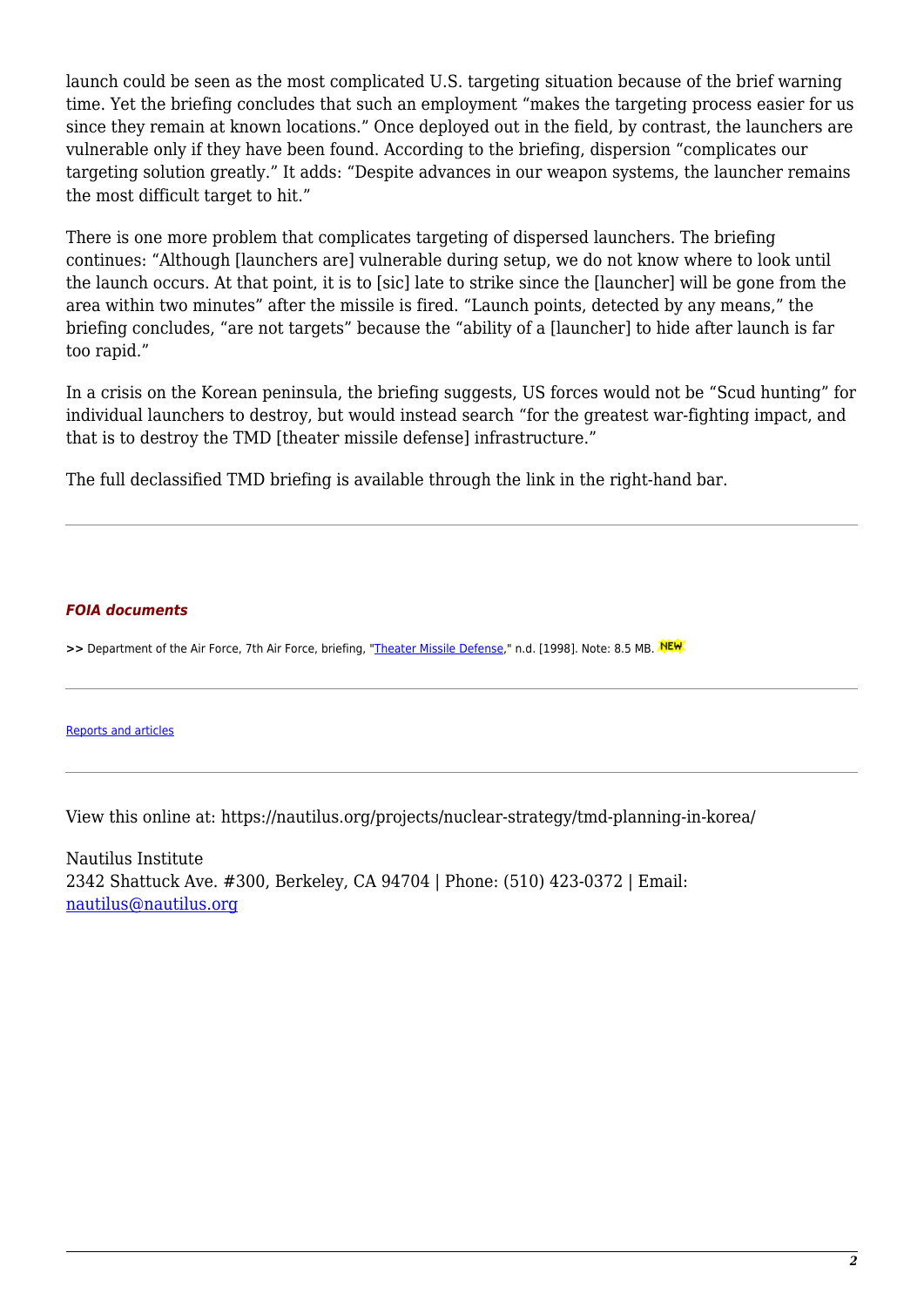launch could be seen as the most complicated U.S. targeting situation because of the brief warning time. Yet the briefing concludes that such an employment "makes the targeting process easier for us since they remain at known locations." Once deployed out in the field, by contrast, the launchers are vulnerable only if they have been found. According to the briefing, dispersion "complicates our targeting solution greatly." It adds: "Despite advances in our weapon systems, the launcher remains the most difficult target to hit."

There is one more problem that complicates targeting of dispersed launchers. The briefing continues: "Although [launchers are] vulnerable during setup, we do not know where to look until the launch occurs. At that point, it is to [sic] late to strike since the [launcher] will be gone from the area within two minutes" after the missile is fired. "Launch points, detected by any means," the briefing concludes, "are not targets" because the "ability of a [launcher] to hide after launch is far too rapid."

In a crisis on the Korean peninsula, the briefing suggests, US forces would not be "Scud hunting" for individual launchers to destroy, but would instead search "for the greatest war-fighting impact, and that is to destroy the TMD [theater missile defense] infrastructure."

The full declassified TMD briefing is available through the link in the right-hand bar.

---

***FOIA documents***

**>>** Department of the Air Force, 7th Air Force, briefing, "Theater Missile Defense," n.d. [1998]. Note: 8.5 MB. NEW

---

Reports and articles

---

View this online at: https://nautilus.org/projects/nuclear-strategy/tmd-planning-in-korea/

Nautilus Institute
2342 Shattuck Ave. #300, Berkeley, CA 94704 | Phone: (510) 423-0372 | Email: nautilus@nautilus.org